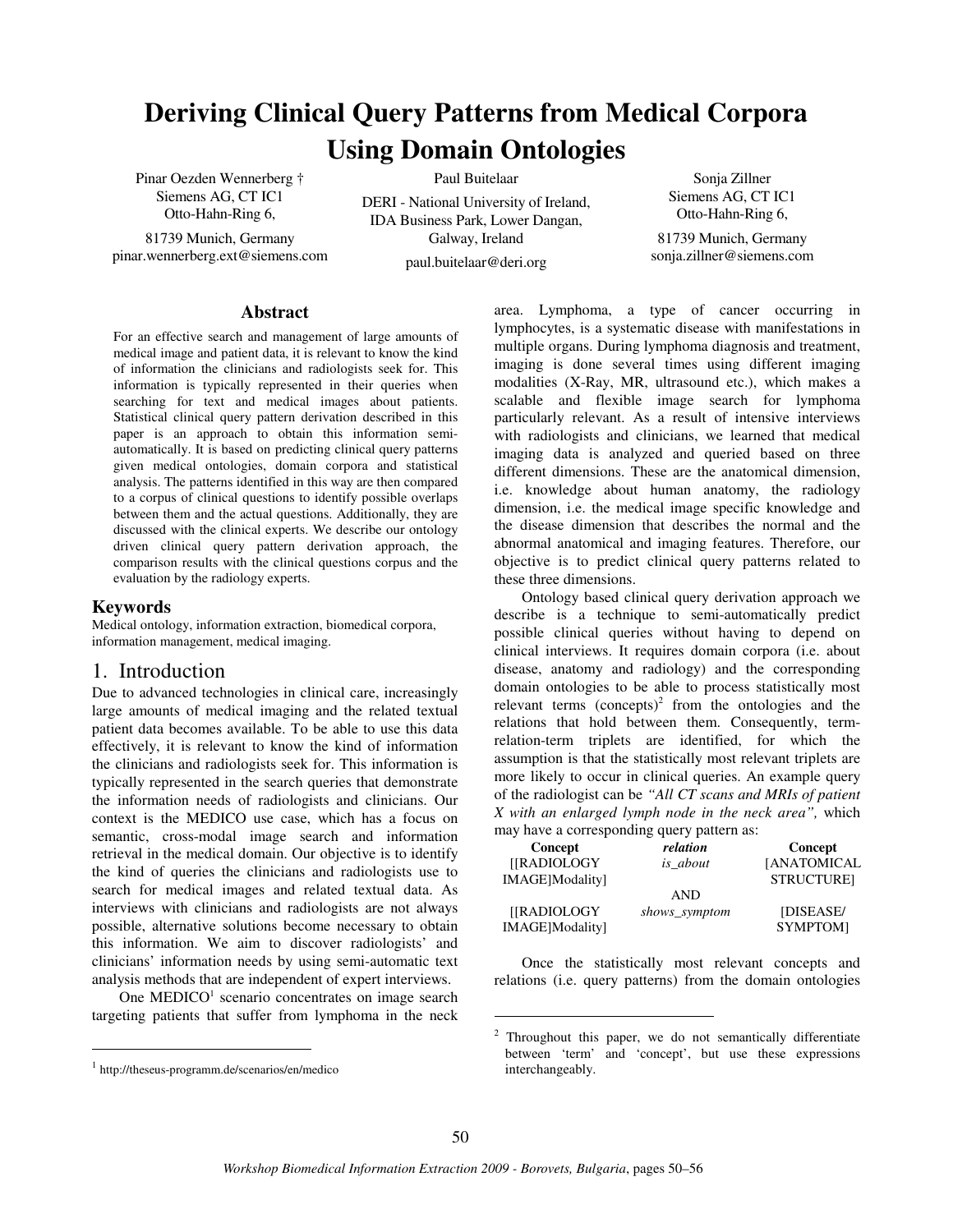# Deriving Clinical Query Patterns from Medical Corpora Using Domain Ontologies

Pinar Oezden Wennerberg †
Siemens AG, CT IC1
Otto-Hahn-Ring 6,
81739 Munich, Germany
pinar.wennerberg.ext@siemens.com

Paul Buitelaar
DERI - National University of Ireland,
IDA Business Park, Lower Dangan,
Galway, Ireland
paul.buitelaar@deri.org

Sonja Zillner
Siemens AG, CT IC1
Otto-Hahn-Ring 6,
81739 Munich, Germany
sonja.zillner@siemens.com

## Abstract

For an effective search and management of large amounts of medical image and patient data, it is relevant to know the kind of information the clinicians and radiologists seek for. This information is typically represented in their queries when searching for text and medical images about patients. Statistical clinical query pattern derivation described in this paper is an approach to obtain this information semi-automatically. It is based on predicting clinical query patterns given medical ontologies, domain corpora and statistical analysis. The patterns identified in this way are then compared to a corpus of clinical questions to identify possible overlaps between them and the actual questions. Additionally, they are discussed with the clinical experts. We describe our ontology driven clinical query pattern derivation approach, the comparison results with the clinical questions corpus and the evaluation by the radiology experts.

### Keywords

Medical ontology, information extraction, biomedical corpora, information management, medical imaging.

## 1. Introduction

Due to advanced technologies in clinical care, increasingly large amounts of medical imaging and the related textual patient data becomes available. To be able to use this data effectively, it is relevant to know the kind of information the clinicians and radiologists seek for. This information is typically represented in the search queries that demonstrate the information needs of radiologists and clinicians. Our context is the MEDICO use case, which has a focus on semantic, cross-modal image search and information retrieval in the medical domain. Our objective is to identify the kind of queries the clinicians and radiologists use to search for medical images and related textual data. As interviews with clinicians and radiologists are not always possible, alternative solutions become necessary to obtain this information. We aim to discover radiologists' and clinicians' information needs by using semi-automatic text analysis methods that are independent of expert interviews.

One MEDICO[1] scenario concentrates on image search targeting patients that suffer from lymphoma in the neck area. Lymphoma, a type of cancer occurring in lymphocytes, is a systematic disease with manifestations in multiple organs. During lymphoma diagnosis and treatment, imaging is done several times using different imaging modalities (X-Ray, MR, ultrasound etc.), which makes a scalable and flexible image search for lymphoma particularly relevant. As a result of intensive interviews with radiologists and clinicians, we learned that medical imaging data is analyzed and queried based on three different dimensions. These are the anatomical dimension, i.e. knowledge about human anatomy, the radiology dimension, i.e. the medical image specific knowledge and the disease dimension that describes the normal and the abnormal anatomical and imaging features. Therefore, our objective is to predict clinical query patterns related to these three dimensions.

Ontology based clinical query derivation approach we describe is a technique to semi-automatically predict possible clinical queries without having to depend on clinical interviews. It requires domain corpora (i.e. about disease, anatomy and radiology) and the corresponding domain ontologies to be able to process statistically most relevant terms (concepts)[2] from the ontologies and the relations that hold between them. Consequently, term-relation-term triplets are identified, for which the assumption is that the statistically most relevant triplets are more likely to occur in clinical queries. An example query of the radiologist can be *"All CT scans and MRIs of patient X with an enlarged lymph node in the neck area",* which may have a corresponding query pattern as:

| Concept | *relation* | Concept |
|---|---|---|
| [[RADIOLOGY IMAGE]Modality] | *is_about* | [ANATOMICAL STRUCTURE] |
| | AND | |
| [[RADIOLOGY IMAGE]Modality] | *shows_symptom* | [DISEASE/ SYMPTOM] |

Once the statistically most relevant concepts and relations (i.e. query patterns) from the domain ontologies

[1] http://theseus-programm.de/scenarios/en/medico

[2] Throughout this paper, we do not semantically differentiate between 'term' and 'concept', but use these expressions interchangeably.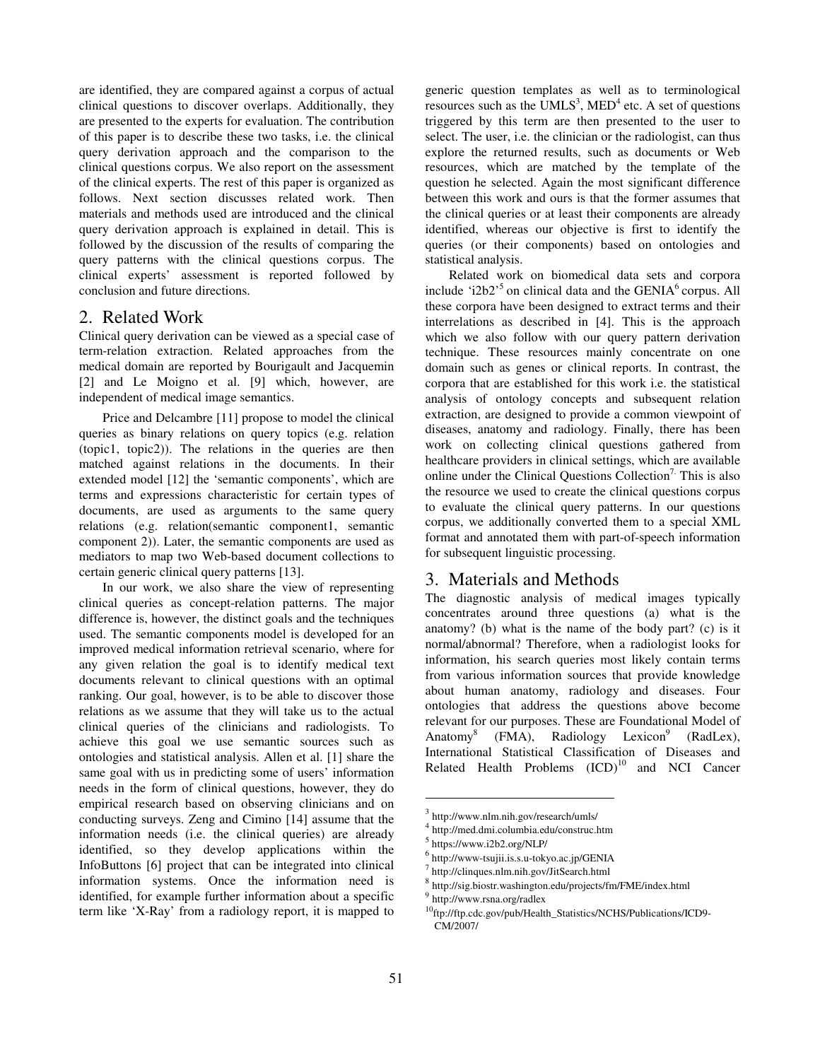are identified, they are compared against a corpus of actual clinical questions to discover overlaps. Additionally, they are presented to the experts for evaluation. The contribution of this paper is to describe these two tasks, i.e. the clinical query derivation approach and the comparison to the clinical questions corpus. We also report on the assessment of the clinical experts. The rest of this paper is organized as follows. Next section discusses related work. Then materials and methods used are introduced and the clinical query derivation approach is explained in detail. This is followed by the discussion of the results of comparing the query patterns with the clinical questions corpus. The clinical experts' assessment is reported followed by conclusion and future directions.

## 2. Related Work

Clinical query derivation can be viewed as a special case of term-relation extraction. Related approaches from the medical domain are reported by Bourigault and Jacquemin [2] and Le Moigno et al. [9] which, however, are independent of medical image semantics.

Price and Delcambre [11] propose to model the clinical queries as binary relations on query topics (e.g. relation (topic1, topic2)). The relations in the queries are then matched against relations in the documents. In their extended model [12] the 'semantic components', which are terms and expressions characteristic for certain types of documents, are used as arguments to the same query relations (e.g. relation(semantic component1, semantic component 2)). Later, the semantic components are used as mediators to map two Web-based document collections to certain generic clinical query patterns [13].

In our work, we also share the view of representing clinical queries as concept-relation patterns. The major difference is, however, the distinct goals and the techniques used. The semantic components model is developed for an improved medical information retrieval scenario, where for any given relation the goal is to identify medical text documents relevant to clinical questions with an optimal ranking. Our goal, however, is to be able to discover those relations as we assume that they will take us to the actual clinical queries of the clinicians and radiologists. To achieve this goal we use semantic sources such as ontologies and statistical analysis. Allen et al. [1] share the same goal with us in predicting some of users' information needs in the form of clinical questions, however, they do empirical research based on observing clinicians and on conducting surveys. Zeng and Cimino [14] assume that the information needs (i.e. the clinical queries) are already identified, so they develop applications within the InfoButtons [6] project that can be integrated into clinical information systems. Once the information need is identified, for example further information about a specific term like 'X-Ray' from a radiology report, it is mapped to generic question templates as well as to terminological resources such as the UMLS[3], MED[4] etc. A set of questions triggered by this term are then presented to the user to select. The user, i.e. the clinician or the radiologist, can thus explore the returned results, such as documents or Web resources, which are matched by the template of the question he selected. Again the most significant difference between this work and ours is that the former assumes that the clinical queries or at least their components are already identified, whereas our objective is first to identify the queries (or their components) based on ontologies and statistical analysis.

Related work on biomedical data sets and corpora include 'i2b2'[5] on clinical data and the GENIA[6] corpus. All these corpora have been designed to extract terms and their interrelations as described in [4]. This is the approach which we also follow with our query pattern derivation technique. These resources mainly concentrate on one domain such as genes or clinical reports. In contrast, the corpora that are established for this work i.e. the statistical analysis of ontology concepts and subsequent relation extraction, are designed to provide a common viewpoint of diseases, anatomy and radiology. Finally, there has been work on collecting clinical questions gathered from healthcare providers in clinical settings, which are available online under the Clinical Questions Collection[7]. This is also the resource we used to create the clinical questions corpus to evaluate the clinical query patterns. In our questions corpus, we additionally converted them to a special XML format and annotated them with part-of-speech information for subsequent linguistic processing.

## 3. Materials and Methods

The diagnostic analysis of medical images typically concentrates around three questions (a) what is the anatomy? (b) what is the name of the body part? (c) is it normal/abnormal? Therefore, when a radiologist looks for information, his search queries most likely contain terms from various information sources that provide knowledge about human anatomy, radiology and diseases. Four ontologies that address the questions above become relevant for our purposes. These are Foundational Model of Anatomy[8] (FMA), Radiology Lexicon[9] (RadLex), International Statistical Classification of Diseases and Related Health Problems (ICD)[10] and NCI Cancer

---

[3] http://www.nlm.nih.gov/research/umls/

[4] http://med.dmi.columbia.edu/construc.htm

[5] https://www.i2b2.org/NLP/

[6] http://www-tsujii.is.s.u-tokyo.ac.jp/GENIA

[7] http://clinques.nlm.nih.gov/JitSearch.html

[8] http://sig.biostr.washington.edu/projects/fm/FME/index.html

[9] http://www.rsna.org/radlex

[10] ftp://ftp.cdc.gov/pub/Health_Statistics/NCHS/Publications/ICD9-CM/2007/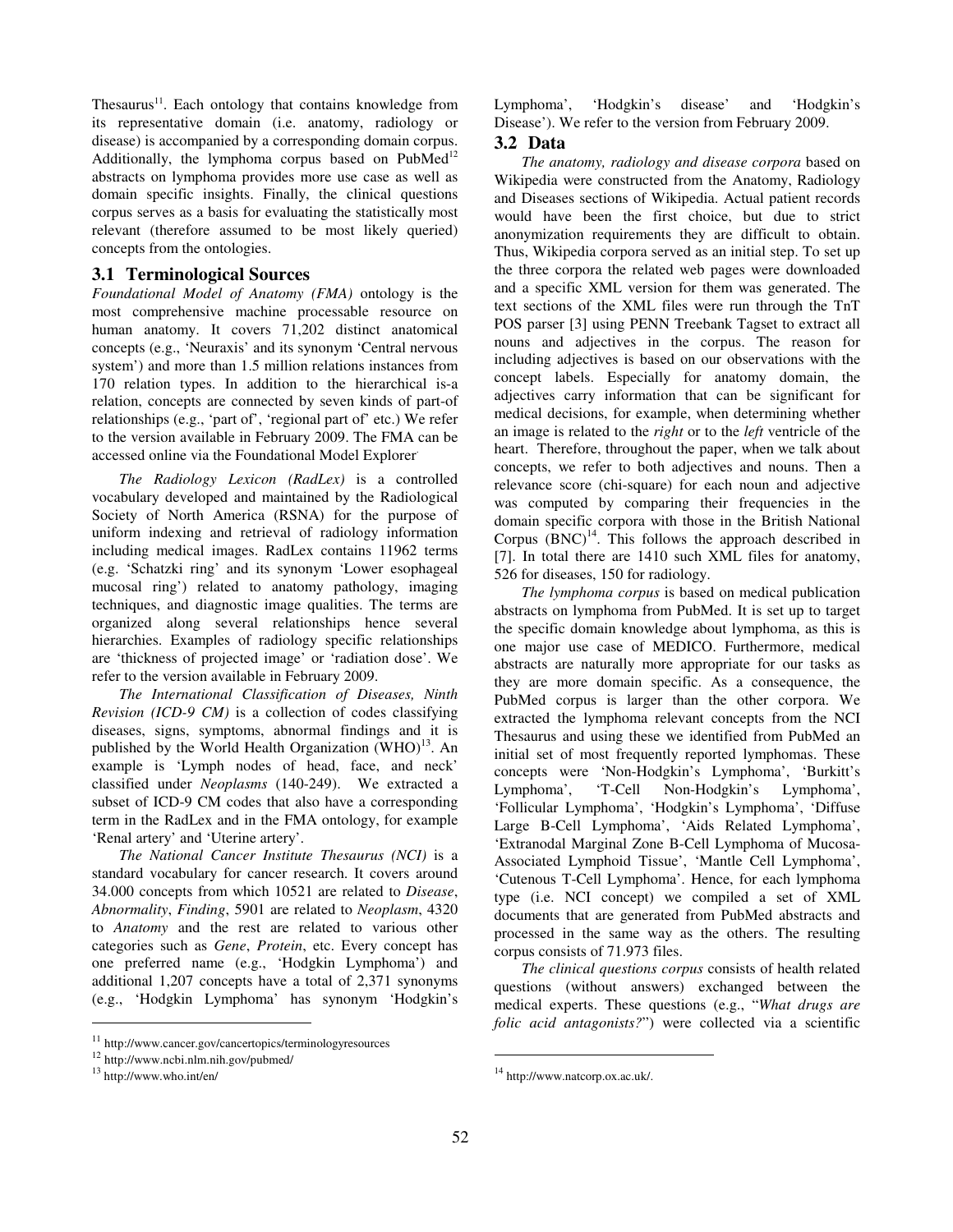Thesaurus[11]. Each ontology that contains knowledge from its representative domain (i.e. anatomy, radiology or disease) is accompanied by a corresponding domain corpus. Additionally, the lymphoma corpus based on PubMed[12] abstracts on lymphoma provides more use case as well as domain specific insights. Finally, the clinical questions corpus serves as a basis for evaluating the statistically most relevant (therefore assumed to be most likely queried) concepts from the ontologies.

## 3.1 Terminological Sources

*Foundational Model of Anatomy (FMA)* ontology is the most comprehensive machine processable resource on human anatomy. It covers 71,202 distinct anatomical concepts (e.g., 'Neuraxis' and its synonym 'Central nervous system') and more than 1.5 million relations instances from 170 relation types. In addition to the hierarchical is-a relation, concepts are connected by seven kinds of part-of relationships (e.g., 'part of', 'regional part of' etc.) We refer to the version available in February 2009. The FMA can be accessed online via the Foundational Model Explorer.

*The Radiology Lexicon (RadLex)* is a controlled vocabulary developed and maintained by the Radiological Society of North America (RSNA) for the purpose of uniform indexing and retrieval of radiology information including medical images. RadLex contains 11962 terms (e.g. 'Schatzki ring' and its synonym 'Lower esophageal mucosal ring') related to anatomy pathology, imaging techniques, and diagnostic image qualities. The terms are organized along several relationships hence several hierarchies. Examples of radiology specific relationships are 'thickness of projected image' or 'radiation dose'. We refer to the version available in February 2009.

*The International Classification of Diseases, Ninth Revision (ICD-9 CM)* is a collection of codes classifying diseases, signs, symptoms, abnormal findings and it is published by the World Health Organization (WHO)[13]. An example is 'Lymph nodes of head, face, and neck' classified under *Neoplasms* (140-249). We extracted a subset of ICD-9 CM codes that also have a corresponding term in the RadLex and in the FMA ontology, for example 'Renal artery' and 'Uterine artery'.

*The National Cancer Institute Thesaurus (NCI)* is a standard vocabulary for cancer research. It covers around 34.000 concepts from which 10521 are related to *Disease*, *Abnormality*, *Finding*, 5901 are related to *Neoplasm*, 4320 to *Anatomy* and the rest are related to various other categories such as *Gene*, *Protein*, etc. Every concept has one preferred name (e.g., 'Hodgkin Lymphoma') and additional 1,207 concepts have a total of 2,371 synonyms (e.g., 'Hodgkin Lymphoma' has synonym 'Hodgkin's Lymphoma', 'Hodgkin's disease' and 'Hodgkin's Disease'). We refer to the version from February 2009.

## 3.2 Data

*The anatomy, radiology and disease corpora* based on Wikipedia were constructed from the Anatomy, Radiology and Diseases sections of Wikipedia. Actual patient records would have been the first choice, but due to strict anonymization requirements they are difficult to obtain. Thus, Wikipedia corpora served as an initial step. To set up the three corpora the related web pages were downloaded and a specific XML version for them was generated. The text sections of the XML files were run through the TnT POS parser [3] using PENN Treebank Tagset to extract all nouns and adjectives in the corpus. The reason for including adjectives is based on our observations with the concept labels. Especially for anatomy domain, the adjectives carry information that can be significant for medical decisions, for example, when determining whether an image is related to the *right* or to the *left* ventricle of the heart. Therefore, throughout the paper, when we talk about concepts, we refer to both adjectives and nouns. Then a relevance score (chi-square) for each noun and adjective was computed by comparing their frequencies in the domain specific corpora with those in the British National Corpus (BNC)[14]. This follows the approach described in [7]. In total there are 1410 such XML files for anatomy, 526 for diseases, 150 for radiology.

*The lymphoma corpus* is based on medical publication abstracts on lymphoma from PubMed. It is set up to target the specific domain knowledge about lymphoma, as this is one major use case of MEDICO. Furthermore, medical abstracts are naturally more appropriate for our tasks as they are more domain specific. As a consequence, the PubMed corpus is larger than the other corpora. We extracted the lymphoma relevant concepts from the NCI Thesaurus and using these we identified from PubMed an initial set of most frequently reported lymphomas. These concepts were 'Non-Hodgkin's Lymphoma', 'Burkitt's Lymphoma', 'T-Cell Non-Hodgkin's Lymphoma', 'Follicular Lymphoma', 'Hodgkin's Lymphoma', 'Diffuse Large B-Cell Lymphoma', 'Aids Related Lymphoma', 'Extranodal Marginal Zone B-Cell Lymphoma of Mucosa-Associated Lymphoid Tissue', 'Mantle Cell Lymphoma', 'Cutenous T-Cell Lymphoma'. Hence, for each lymphoma type (i.e. NCI concept) we compiled a set of XML documents that are generated from PubMed abstracts and processed in the same way as the others. The resulting corpus consists of 71.973 files.

*The clinical questions corpus* consists of health related questions (without answers) exchanged between the medical experts. These questions (e.g., "*What drugs are folic acid antagonists?*") were collected via a scientific

---

[11] http://cancer.gov/cancertopics/terminologyresources

[12] http://www.ncbi.nlm.nih.gov/pubmed/

[13] http://www.who.int/en/

[14] http://www.natcorp.ox.ac.uk/.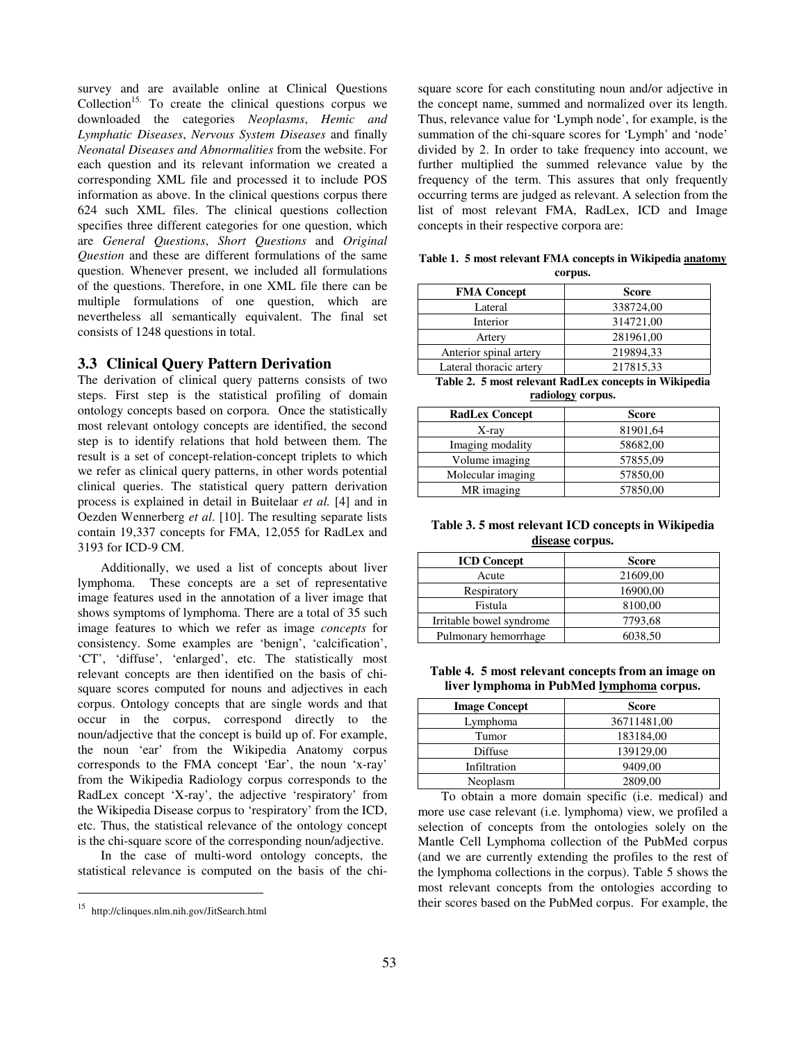survey and are available online at Clinical Questions Collection[15]. To create the clinical questions corpus we downloaded the categories *Neoplasms*, *Hemic and Lymphatic Diseases*, *Nervous System Diseases* and finally *Neonatal Diseases and Abnormalities* from the website. For each question and its relevant information we created a corresponding XML file and processed it to include POS information as above. In the clinical questions corpus there 624 such XML files. The clinical questions collection specifies three different categories for one question, which are *General Questions*, *Short Questions* and *Original Question* and these are different formulations of the same question. Whenever present, we included all formulations of the questions. Therefore, in one XML file there can be multiple formulations of one question, which are nevertheless all semantically equivalent. The final set consists of 1248 questions in total.

### 3.3 Clinical Query Pattern Derivation

The derivation of clinical query patterns consists of two steps. First step is the statistical profiling of domain ontology concepts based on corpora. Once the statistically most relevant ontology concepts are identified, the second step is to identify relations that hold between them. The result is a set of concept-relation-concept triplets to which we refer as clinical query patterns, in other words potential clinical queries. The statistical query pattern derivation process is explained in detail in Buitelaar *et al.* [4] and in Oezden Wennerberg *et al*. [10]. The resulting separate lists contain 19,337 concepts for FMA, 12,055 for RadLex and 3193 for ICD-9 CM.

Additionally, we used a list of concepts about liver lymphoma. These concepts are a set of representative image features used in the annotation of a liver image that shows symptoms of lymphoma. There are a total of 35 such image features to which we refer as image *concepts* for consistency. Some examples are 'benign', 'calcification', 'CT', 'diffuse', 'enlarged', etc. The statistically most relevant concepts are then identified on the basis of chi-square scores computed for nouns and adjectives in each corpus. Ontology concepts that are single words and that occur in the corpus, correspond directly to the noun/adjective that the concept is build up of. For example, the noun 'ear' from the Wikipedia Anatomy corpus corresponds to the FMA concept 'Ear', the noun 'x-ray' from the Wikipedia Radiology corpus corresponds to the RadLex concept 'X-ray', the adjective 'respiratory' from the Wikipedia Disease corpus to 'respiratory' from the ICD, etc. Thus, the statistical relevance of the ontology concept is the chi-square score of the corresponding noun/adjective.

In the case of multi-word ontology concepts, the statistical relevance is computed on the basis of the chi-square score for each constituting noun and/or adjective in the concept name, summed and normalized over its length. Thus, relevance value for 'Lymph node', for example, is the summation of the chi-square scores for 'Lymph' and 'node' divided by 2. In order to take frequency into account, we further multiplied the summed relevance value by the frequency of the term. This assures that only frequently occurring terms are judged as relevant. A selection from the list of most relevant FMA, RadLex, ICD and Image concepts in their respective corpora are:

**Table 1. 5 most relevant FMA concepts in Wikipedia <u>anatomy</u> corpus.**

| FMA Concept | Score |
|---|---|
| Lateral | 338724,00 |
| Interior | 314721,00 |
| Artery | 281961,00 |
| Anterior spinal artery | 219894,33 |
| Lateral thoracic artery | 217815,33 |

**Table 2. 5 most relevant RadLex concepts in Wikipedia <u>radiology</u> corpus.**

| RadLex Concept | Score |
|---|---|
| X-ray | 81901,64 |
| Imaging modality | 58682,00 |
| Volume imaging | 57855,09 |
| Molecular imaging | 57850,00 |
| MR imaging | 57850,00 |

**Table 3. 5 most relevant ICD concepts in Wikipedia <u>disease</u> corpus.**

| ICD Concept | Score |
|---|---|
| Acute | 21609,00 |
| Respiratory | 16900,00 |
| Fistula | 8100,00 |
| Irritable bowel syndrome | 7793,68 |
| Pulmonary hemorrhage | 6038,50 |

**Table 4. 5 most relevant concepts from an image on liver lymphoma in PubMed <u>lymphoma</u> corpus.**

| Image Concept | Score |
|---|---|
| Lymphoma | 36711481,00 |
| Tumor | 183184,00 |
| Diffuse | 139129,00 |
| Infiltration | 9409,00 |
| Neoplasm | 2809,00 |

To obtain a more domain specific (i.e. medical) and more use case relevant (i.e. lymphoma) view, we profiled a selection of concepts from the ontologies solely on the Mantle Cell Lymphoma collection of the PubMed corpus (and we are currently extending the profiles to the rest of the lymphoma collections in the corpus). Table 5 shows the most relevant concepts from the ontologies according to their scores based on the PubMed corpus. For example, the

[15] http://clinques.nlm.nih.gov/JitSearch.html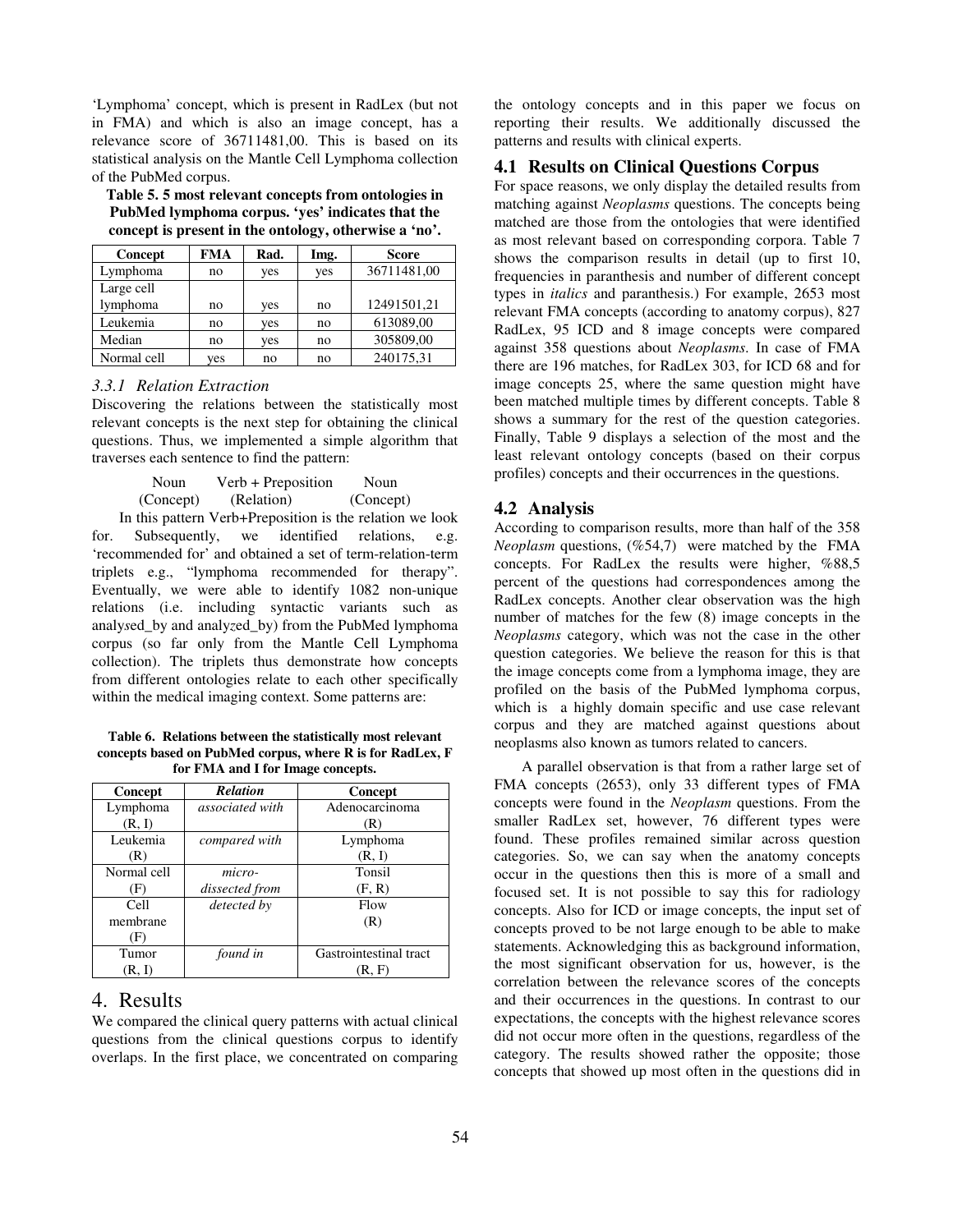'Lymphoma' concept, which is present in RadLex (but not in FMA) and which is also an image concept, has a relevance score of 36711481,00. This is based on its statistical analysis on the Mantle Cell Lymphoma collection of the PubMed corpus.

**Table 5. 5 most relevant concepts from ontologies in PubMed lymphoma corpus. 'yes' indicates that the concept is present in the ontology, otherwise a 'no'.**

| Concept | FMA | Rad. | Img. | Score |
|---|---|---|---|---|
| Lymphoma | no | yes | yes | 36711481,00 |
| Large cell lymphoma | no | yes | no | 12491501,21 |
| Leukemia | no | yes | no | 613089,00 |
| Median | no | yes | no | 305809,00 |
| Normal cell | yes | no | no | 240175,31 |

### *3.3.1 Relation Extraction*

Discovering the relations between the statistically most relevant concepts is the next step for obtaining the clinical questions. Thus, we implemented a simple algorithm that traverses each sentence to find the pattern:

Noun (Concept)    Verb + Preposition (Relation)    Noun (Concept)

In this pattern Verb+Preposition is the relation we look for. Subsequently, we identified relations, e.g. 'recommended for' and obtained a set of term-relation-term triplets e.g., "lymphoma recommended for therapy". Eventually, we were able to identify 1082 non-unique relations (i.e. including syntactic variants such as analy*s*ed_by and analy*z*ed_by) from the PubMed lymphoma corpus (so far only from the Mantle Cell Lymphoma collection). The triplets thus demonstrate how concepts from different ontologies relate to each other specifically within the medical imaging context. Some patterns are:

**Table 6. Relations between the statistically most relevant concepts based on PubMed corpus, where R is for RadLex, F for FMA and I for Image concepts.**

| Concept | *Relation* | Concept |
|---|---|---|
| Lymphoma (R, I) | *associated with* | Adenocarcinoma (R) |
| Leukemia (R) | *compared with* | Lymphoma (R, I) |
| Normal cell (F) | *micro-dissected from* | Tonsil (F, R) |
| Cell membrane (F) | *detected by* | Flow (R) |
| Tumor (R, I) | *found in* | Gastrointestinal tract (R, F) |

# 4. Results

We compared the clinical query patterns with actual clinical questions from the clinical questions corpus to identify overlaps. In the first place, we concentrated on comparing the ontology concepts and in this paper we focus on reporting their results. We additionally discussed the patterns and results with clinical experts.

## 4.1 Results on Clinical Questions Corpus

For space reasons, we only display the detailed results from matching against *Neoplasms* questions. The concepts being matched are those from the ontologies that were identified as most relevant based on corresponding corpora. Table 7 shows the comparison results in detail (up to first 10, frequencies in paranthesis and number of different concept types in *italics* and paranthesis.) For example, 2653 most relevant FMA concepts (according to anatomy corpus), 827 RadLex, 95 ICD and 8 image concepts were compared against 358 questions about *Neoplasms*. In case of FMA there are 196 matches, for RadLex 303, for ICD 68 and for image concepts 25, where the same question might have been matched multiple times by different concepts. Table 8 shows a summary for the rest of the question categories. Finally, Table 9 displays a selection of the most and the least relevant ontology concepts (based on their corpus profiles) concepts and their occurrences in the questions.

## 4.2 Analysis

According to comparison results, more than half of the 358 *Neoplasm* questions, (%54,7) were matched by the FMA concepts. For RadLex the results were higher, %88,5 percent of the questions had correspondences among the RadLex concepts. Another clear observation was the high number of matches for the few (8) image concepts in the *Neoplasms* category, which was not the case in the other question categories. We believe the reason for this is that the image concepts come from a lymphoma image, they are profiled on the basis of the PubMed lymphoma corpus, which is a highly domain specific and use case relevant corpus and they are matched against questions about neoplasms also known as tumors related to cancers.

A parallel observation is that from a rather large set of FMA concepts (2653), only 33 different types of FMA concepts were found in the *Neoplasm* questions. From the smaller RadLex set, however, 76 different types were found. These profiles remained similar across question categories. So, we can say when the anatomy concepts occur in the questions then this is more of a small and focused set. It is not possible to say this for radiology concepts. Also for ICD or image concepts, the input set of concepts proved to be not large enough to be able to make statements. Acknowledging this as background information, the most significant observation for us, however, is the correlation between the relevance scores of the concepts and their occurrences in the questions. In contrast to our expectations, the concepts with the highest relevance scores did not occur more often in the questions, regardless of the category. The results showed rather the opposite; those concepts that showed up most often in the questions did in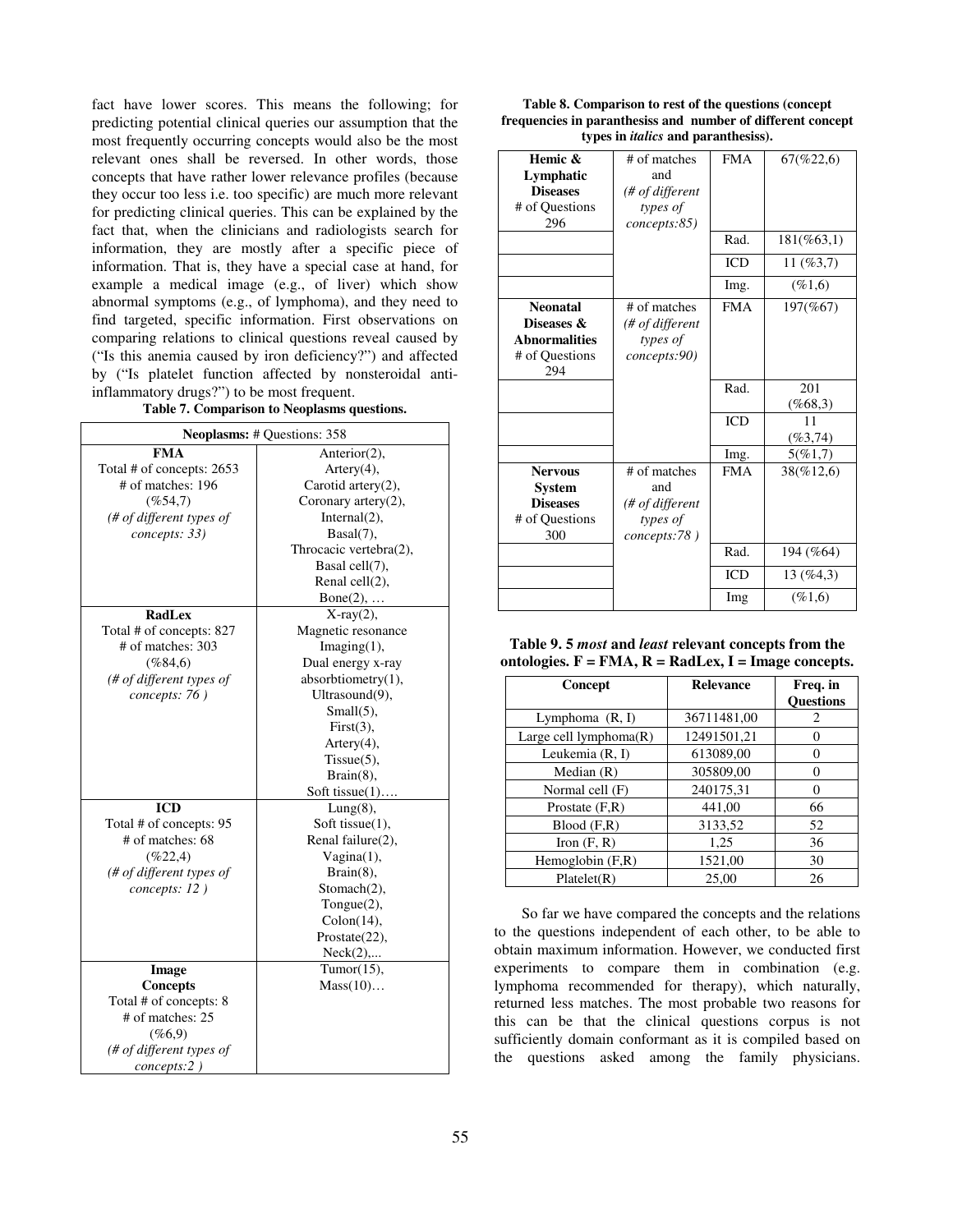fact have lower scores. This means the following; for predicting potential clinical queries our assumption that the most frequently occurring concepts would also be the most relevant ones shall be reversed. In other words, those concepts that have rather lower relevance profiles (because they occur too less i.e. too specific) are much more relevant for predicting clinical queries. This can be explained by the fact that, when the clinicians and radiologists search for information, they are mostly after a specific piece of information. That is, they have a special case at hand, for example a medical image (e.g., of liver) which show abnormal symptoms (e.g., of lymphoma), and they need to find targeted, specific information. First observations on comparing relations to clinical questions reveal caused by ("Is this anemia caused by iron deficiency?") and affected by ("Is platelet function affected by nonsteroidal anti-inflammatory drugs?") to be most frequent.

**Table 7. Comparison to Neoplasms questions.**

| **Neoplasms:** # Questions: 358 | |
|---|---|
| **FMA**<br>Total # of concepts: 2653<br># of matches: 196<br>(%54,7)<br>*(# of different types of concepts: 33)* | Anterior(2),<br>Artery(4),<br>Carotid artery(2),<br>Coronary artery(2),<br>Internal(2),<br>Basal(7),<br>Throcacic vertebra(2),<br>Basal cell(7),<br>Renal cell(2),<br>Bone(2), … |
| **RadLex**<br>Total # of concepts: 827<br># of matches: 303<br>(%84,6)<br>*(# of different types of concepts: 76 )* | X-ray(2),<br>Magnetic resonance Imaging(1),<br>Dual energy x-ray absorbtiometry(1),<br>Ultrasound(9),<br>Small(5),<br>First(3),<br>Artery(4),<br>Tissue(5),<br>Brain(8),<br>Soft tissue(1)…. |
| **ICD**<br>Total # of concepts: 95<br># of matches: 68<br>(%22,4)<br>*(# of different types of concepts: 12 )* | Lung(8),<br>Soft tissue(1),<br>Renal failure(2),<br>Vagina(1),<br>Brain(8),<br>Stomach(2),<br>Tongue(2),<br>Colon(14),<br>Prostate(22),<br>Neck(2),... |
| **Image Concepts**<br>Total # of concepts: 8<br># of matches: 25<br>(%6,9)<br>*(# of different types of concepts:2 )* | Tumor(15),<br>Mass(10)… |

**Table 8. Comparison to rest of the questions (concept frequencies in paranthesiss and number of different concept types in *italics* and paranthesiss).**

| | | | |
|---|---|---|---|
| **Hemic & Lymphatic Diseases**<br># of Questions 296 | # of matches and *(# of different types of concepts:85)* | FMA | 67(%22,6) |
| | | Rad. | 181(%63,1) |
| | | ICD | 11 (%3,7) |
| | | Img. | (%1,6) |
| **Neonatal Diseases & Abnormalities**<br># of Questions 294 | # of matches *(# of different types of concepts:90)* | FMA | 197(%67) |
| | | Rad. | 201 (%68,3) |
| | | ICD | 11 (%3,74) |
| | | Img. | 5(%1,7) |
| **Nervous System Diseases**<br># of Questions 300 | # of matches and *(# of different types of concepts:78 )* | FMA | 38(%12,6) |
| | | Rad. | 194 (%64) |
| | | ICD | 13 (%4,3) |
| | | Img | (%1,6) |

**Table 9. 5 *most* and *least* relevant concepts from the ontologies. F = FMA, R = RadLex, I = Image concepts.**

| Concept | Relevance | Freq. in Questions |
|---|---|---|
| Lymphoma (R, I) | 36711481,00 | 2 |
| Large cell lymphoma(R) | 12491501,21 | 0 |
| Leukemia (R, I) | 613089,00 | 0 |
| Median (R) | 305809,00 | 0 |
| Normal cell (F) | 240175,31 | 0 |
| Prostate (F,R) | 441,00 | 66 |
| Blood (F,R) | 3133,52 | 52 |
| Iron (F, R) | 1,25 | 36 |
| Hemoglobin (F,R) | 1521,00 | 30 |
| Platelet(R) | 25,00 | 26 |

So far we have compared the concepts and the relations to the questions independent of each other, to be able to obtain maximum information. However, we conducted first experiments to compare them in combination (e.g. lymphoma recommended for therapy), which naturally, returned less matches. The most probable two reasons for this can be that the clinical questions corpus is not sufficiently domain conformant as it is compiled based on the questions asked among the family physicians.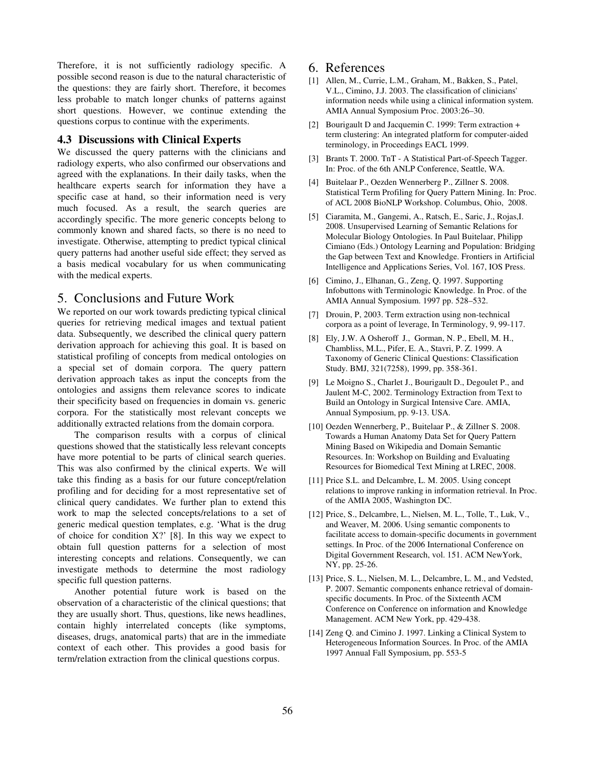Therefore, it is not sufficiently radiology specific. A possible second reason is due to the natural characteristic of the questions: they are fairly short. Therefore, it becomes less probable to match longer chunks of patterns against short questions. However, we continue extending the questions corpus to continue with the experiments.

### 4.3 Discussions with Clinical Experts

We discussed the query patterns with the clinicians and radiology experts, who also confirmed our observations and agreed with the explanations. In their daily tasks, when the healthcare experts search for information they have a specific case at hand, so their information need is very much focused. As a result, the search queries are accordingly specific. The more generic concepts belong to commonly known and shared facts, so there is no need to investigate. Otherwise, attempting to predict typical clinical query patterns had another useful side effect; they served as a basis medical vocabulary for us when communicating with the medical experts.

## 5. Conclusions and Future Work

We reported on our work towards predicting typical clinical queries for retrieving medical images and textual patient data. Subsequently, we described the clinical query pattern derivation approach for achieving this goal. It is based on statistical profiling of concepts from medical ontologies on a special set of domain corpora. The query pattern derivation approach takes as input the concepts from the ontologies and assigns them relevance scores to indicate their specificity based on frequencies in domain vs. generic corpora. For the statistically most relevant concepts we additionally extracted relations from the domain corpora.

The comparison results with a corpus of clinical questions showed that the statistically less relevant concepts have more potential to be parts of clinical search queries. This was also confirmed by the clinical experts. We will take this finding as a basis for our future concept/relation profiling and for deciding for a most representative set of clinical query candidates. We further plan to extend this work to map the selected concepts/relations to a set of generic medical question templates, e.g. 'What is the drug of choice for condition X?' [8]. In this way we expect to obtain full question patterns for a selection of most interesting concepts and relations. Consequently, we can investigate methods to determine the most radiology specific full question patterns.

Another potential future work is based on the observation of a characteristic of the clinical questions; that they are usually short. Thus, questions, like news headlines, contain highly interrelated concepts (like symptoms, diseases, drugs, anatomical parts) that are in the immediate context of each other. This provides a good basis for term/relation extraction from the clinical questions corpus.

## 6. References

[1] Allen, M., Currie, L.M., Graham, M., Bakken, S., Patel, V.L., Cimino, J.J. 2003. The classification of clinicians' information needs while using a clinical information system. AMIA Annual Symposium Proc. 2003:26–30.

[2] Bourigault D and Jacquemin C. 1999: Term extraction + term clustering: An integrated platform for computer-aided terminology, in Proceedings EACL 1999.

[3] Brants T. 2000. TnT - A Statistical Part-of-Speech Tagger. In: Proc. of the 6th ANLP Conference, Seattle, WA.

[4] Buitelaar P., Oezden Wennerberg P., Zillner S. 2008. Statistical Term Profiling for Query Pattern Mining. In: Proc. of ACL 2008 BioNLP Workshop. Columbus, Ohio, 2008.

[5] Ciaramita, M., Gangemi, A., Ratsch, E., Saric, J., Rojas,I. 2008. Unsupervised Learning of Semantic Relations for Molecular Biology Ontologies. In Paul Buitelaar, Philipp Cimiano (Eds.) Ontology Learning and Population: Bridging the Gap between Text and Knowledge. Frontiers in Artificial Intelligence and Applications Series, Vol. 167, IOS Press.

[6] Cimino, J., Elhanan, G., Zeng, Q. 1997. Supporting Infobuttons with Terminologic Knowledge. In Proc. of the AMIA Annual Symposium. 1997 pp. 528–532.

[7] Drouin, P, 2003. Term extraction using non-technical corpora as a point of leverage, In Terminology, 9, 99-117.

[8] Ely, J.W. A Osheroff J., Gorman, N. P., Ebell, M. H., Chambliss, M.L., Pifer, E. A., Stavri, P. Z. 1999. A Taxonomy of Generic Clinical Questions: Classification Study. BMJ, 321(7258), 1999, pp. 358-361.

[9] Le Moigno S., Charlet J., Bourigault D., Degoulet P., and Jaulent M-C, 2002. Terminology Extraction from Text to Build an Ontology in Surgical Intensive Care. AMIA, Annual Symposium, pp. 9-13. USA.

[10] Oezden Wennerberg, P., Buitelaar P., & Zillner S. 2008. Towards a Human Anatomy Data Set for Query Pattern Mining Based on Wikipedia and Domain Semantic Resources. In: Workshop on Building and Evaluating Resources for Biomedical Text Mining at LREC, 2008.

[11] Price S.L. and Delcambre, L. M. 2005. Using concept relations to improve ranking in information retrieval. In Proc. of the AMIA 2005, Washington DC.

[12] Price, S., Delcambre, L., Nielsen, M. L., Tolle, T., Luk, V., and Weaver, M. 2006. Using semantic components to facilitate access to domain-specific documents in government settings. In Proc. of the 2006 International Conference on Digital Government Research, vol. 151. ACM NewYork, NY, pp. 25-26.

[13] Price, S. L., Nielsen, M. L., Delcambre, L. M., and Vedsted, P. 2007. Semantic components enhance retrieval of domain-specific documents. In Proc. of the Sixteenth ACM Conference on Conference on information and Knowledge Management. ACM New York, pp. 429-438.

[14] Zeng Q. and Cimino J. 1997. Linking a Clinical System to Heterogeneous Information Sources. In Proc. of the AMIA 1997 Annual Fall Symposium, pp. 553-5